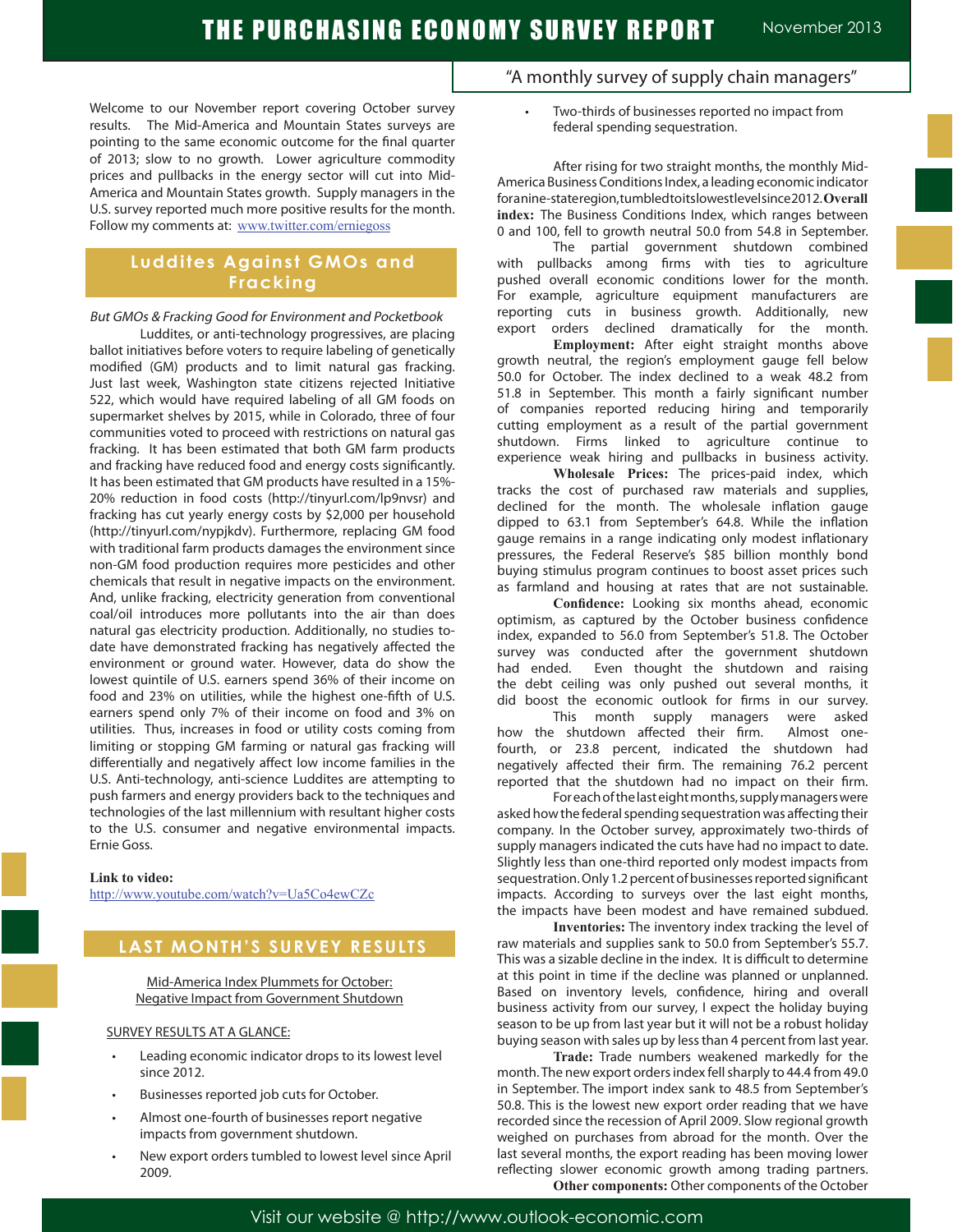# THE PURCHASING ECONOMY SURVEY REPORT

November 2013

"A monthly survey of supply chain managers"

Welcome to our November report covering October survey results. The Mid-America and Mountain States surveys are pointing to the same economic outcome for the final quarter of 2013; slow to no growth. Lower agriculture commodity prices and pullbacks in the energy sector will cut into Mid-America and Mountain States growth. Supply managers in the U.S. survey reported much more positive results for the month. Follow my comments at: www.twitter.com/erniegoss

## Luddites Against GMOs and Fracking

*But GMOs & Fracking Good for Environment and Pocketbook*

Luddites, or anti-technology progressives, are placing ballot initiatives before voters to require labeling of genetically modified (GM) products and to limit natural gas fracking. Just last week, Washington state citizens rejected Initiative 522, which would have required labeling of all GM foods on supermarket shelves by 2015, while in Colorado, three of four communities voted to proceed with restrictions on natural gas fracking. It has been estimated that both GM farm products and fracking have reduced food and energy costs significantly. It has been estimated that GM products have resulted in a 15%-20% reduction in food costs (http://tinyurl.com/lp9nvsr) and fracking has cut yearly energy costs by $2,000 per household (http://tinyurl.com/nypjkdv). Furthermore, replacing GM food with traditional farm products damages the environment since non-GM food production requires more pesticides and other chemicals that result in negative impacts on the environment. And, unlike fracking, electricity generation from conventional coal/oil introduces more pollutants into the air than does natural gas electricity production. Additionally, no studies to-date have demonstrated fracking has negatively affected the environment or ground water. However, data do show the lowest quintile of U.S. earners spend 36% of their income on food and 23% on utilities, while the highest one-fifth of U.S. earners spend only 7% of their income on food and 3% on utilities. Thus, increases in food or utility costs coming from limiting or stopping GM farming or natural gas fracking will differentially and negatively affect low income families in the U.S. Anti-technology, anti-science Luddites are attempting to push farmers and energy providers back to the techniques and technologies of the last millennium with resultant higher costs to the U.S. consumer and negative environmental impacts. Ernie Goss.

**Link to video:**
http://www.youtube.com/watch?v=Ua5Co4ewCZc

## LAST MONTH'S SURVEY RESULTS

Mid-America Index Plummets for October:
Negative Impact from Government Shutdown

SURVEY RESULTS AT A GLANCE:

- Leading economic indicator drops to its lowest level since 2012.
- Businesses reported job cuts for October.
- Almost one-fourth of businesses report negative impacts from government shutdown.
- New export orders tumbled to lowest level since April 2009.
- Two-thirds of businesses reported no impact from federal spending sequestration.

After rising for two straight months, the monthly Mid-America Business Conditions Index, a leading economic indicator for a nine-state region, tumbled to its lowest level since 2012. **Overall index:** The Business Conditions Index, which ranges between 0 and 100, fell to growth neutral 50.0 from 54.8 in September.

The partial government shutdown combined with pullbacks among firms with ties to agriculture pushed overall economic conditions lower for the month. For example, agriculture equipment manufacturers are reporting cuts in business growth. Additionally, new export orders declined dramatically for the month.

**Employment:** After eight straight months above growth neutral, the region's employment gauge fell below 50.0 for October. The index declined to a weak 48.2 from 51.8 in September. This month a fairly significant number of companies reported reducing hiring and temporarily cutting employment as a result of the partial government shutdown. Firms linked to agriculture continue to experience weak hiring and pullbacks in business activity.

**Wholesale Prices:** The prices-paid index, which tracks the cost of purchased raw materials and supplies, declined for the month. The wholesale inflation gauge dipped to 63.1 from September's 64.8. While the inflation gauge remains in a range indicating only modest inflationary pressures, the Federal Reserve's $85 billion monthly bond buying stimulus program continues to boost asset prices such as farmland and housing at rates that are not sustainable.

**Confidence:** Looking six months ahead, economic optimism, as captured by the October business confidence index, expanded to 56.0 from September's 51.8. The October survey was conducted after the government shutdown had ended. Even thought the shutdown and raising the debt ceiling was only pushed out several months, it did boost the economic outlook for firms in our survey.

This month supply managers were asked how the shutdown affected their firm. Almost one-fourth, or 23.8 percent, indicated the shutdown had negatively affected their firm. The remaining 76.2 percent reported that the shutdown had no impact on their firm.

For each of the last eight months, supply managers were asked how the federal spending sequestration was affecting their company. In the October survey, approximately two-thirds of supply managers indicated the cuts have had no impact to date. Slightly less than one-third reported only modest impacts from sequestration. Only 1.2 percent of businesses reported significant impacts. According to surveys over the last eight months, the impacts have been modest and have remained subdued.

**Inventories:** The inventory index tracking the level of raw materials and supplies sank to 50.0 from September's 55.7. This was a sizable decline in the index. It is difficult to determine at this point in time if the decline was planned or unplanned. Based on inventory levels, confidence, hiring and overall business activity from our survey, I expect the holiday buying season to be up from last year but it will not be a robust holiday buying season with sales up by less than 4 percent from last year.

**Trade:** Trade numbers weakened markedly for the month. The new export orders index fell sharply to 44.4 from 49.0 in September. The import index sank to 48.5 from September's 50.8. This is the lowest new export order reading that we have recorded since the recession of April 2009. Slow regional growth weighed on purchases from abroad for the month. Over the last several months, the export reading has been moving lower reflecting slower economic growth among trading partners.

**Other components:** Other components of the October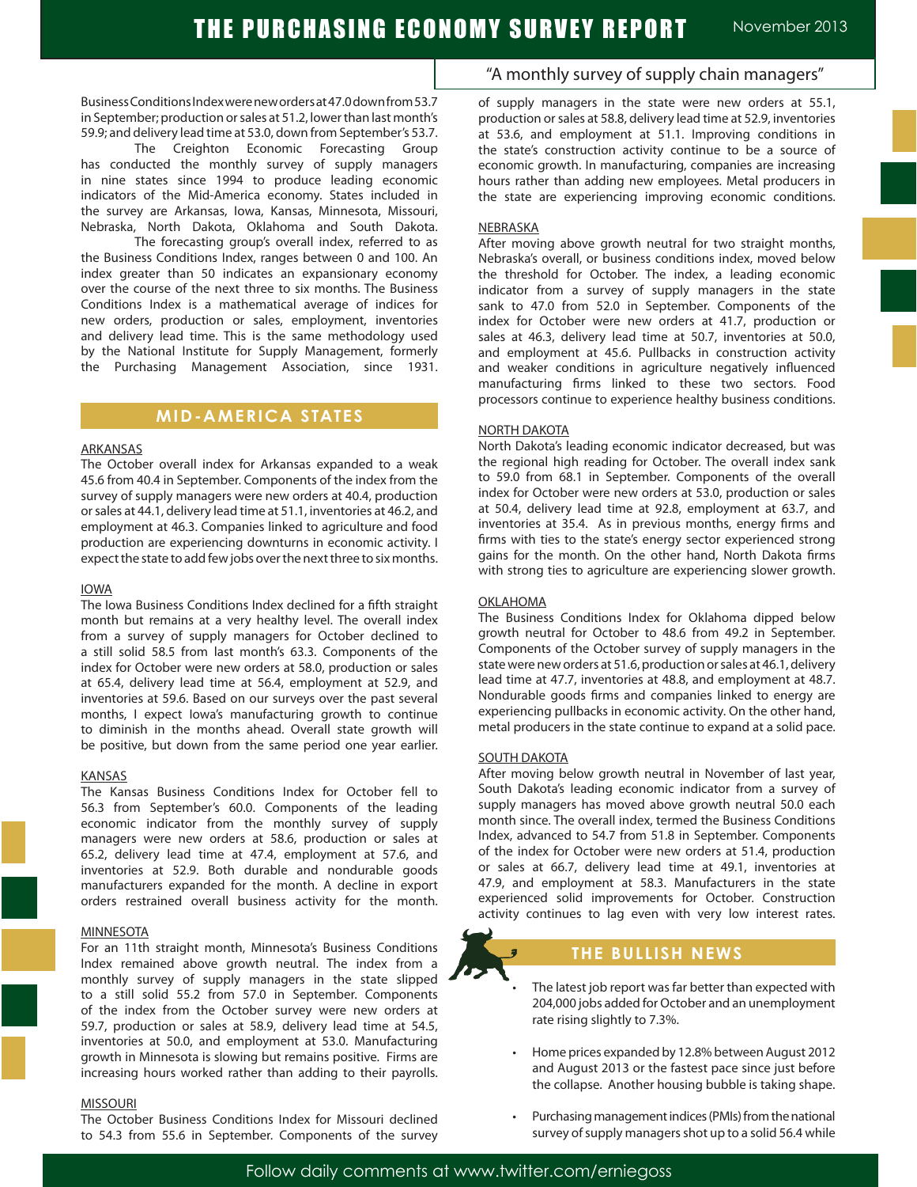Business Conditions Index were new orders at 47.0 down from 53.7 in September; production or sales at 51.2, lower than last month's 59.9; and delivery lead time at 53.0, down from September's 53.7.

The Creighton Economic Forecasting Group has conducted the monthly survey of supply managers in nine states since 1994 to produce leading economic indicators of the Mid-America economy. States included in the survey are Arkansas, Iowa, Kansas, Minnesota, Missouri, Nebraska, North Dakota, Oklahoma and South Dakota.

The forecasting group's overall index, referred to as the Business Conditions Index, ranges between 0 and 100. An index greater than 50 indicates an expansionary economy over the course of the next three to six months. The Business Conditions Index is a mathematical average of indices for new orders, production or sales, employment, inventories and delivery lead time. This is the same methodology used by the National Institute for Supply Management, formerly the Purchasing Management Association, since 1931.

## MID-AMERICA STATES

### ARKANSAS

The October overall index for Arkansas expanded to a weak 45.6 from 40.4 in September. Components of the index from the survey of supply managers were new orders at 40.4, production or sales at 44.1, delivery lead time at 51.1, inventories at 46.2, and employment at 46.3. Companies linked to agriculture and food production are experiencing downturns in economic activity. I expect the state to add few jobs over the next three to six months.

### IOWA

The Iowa Business Conditions Index declined for a fifth straight month but remains at a very healthy level. The overall index from a survey of supply managers for October declined to a still solid 58.5 from last month's 63.3. Components of the index for October were new orders at 58.0, production or sales at 65.4, delivery lead time at 56.4, employment at 52.9, and inventories at 59.6. Based on our surveys over the past several months, I expect Iowa's manufacturing growth to continue to diminish in the months ahead. Overall state growth will be positive, but down from the same period one year earlier.

### KANSAS

The Kansas Business Conditions Index for October fell to 56.3 from September's 60.0. Components of the leading economic indicator from the monthly survey of supply managers were new orders at 58.6, production or sales at 65.2, delivery lead time at 47.4, employment at 57.6, and inventories at 52.9. Both durable and nondurable goods manufacturers expanded for the month. A decline in export orders restrained overall business activity for the month.

### MINNESOTA

For an 11th straight month, Minnesota's Business Conditions Index remained above growth neutral. The index from a monthly survey of supply managers in the state slipped to a still solid 55.2 from 57.0 in September. Components of the index from the October survey were new orders at 59.7, production or sales at 58.9, delivery lead time at 54.5, inventories at 50.0, and employment at 53.0. Manufacturing growth in Minnesota is slowing but remains positive. Firms are increasing hours worked rather than adding to their payrolls.

### MISSOURI

The October Business Conditions Index for Missouri declined to 54.3 from 55.6 in September. Components of the survey of supply managers in the state were new orders at 55.1, production or sales at 58.8, delivery lead time at 52.9, inventories at 53.6, and employment at 51.1. Improving conditions in the state's construction activity continue to be a source of economic growth. In manufacturing, companies are increasing hours rather than adding new employees. Metal producers in the state are experiencing improving economic conditions.

### NEBRASKA

After moving above growth neutral for two straight months, Nebraska's overall, or business conditions index, moved below the threshold for October. The index, a leading economic indicator from a survey of supply managers in the state sank to 47.0 from 52.0 in September. Components of the index for October were new orders at 41.7, production or sales at 46.3, delivery lead time at 50.7, inventories at 50.0, and employment at 45.6. Pullbacks in construction activity and weaker conditions in agriculture negatively influenced manufacturing firms linked to these two sectors. Food processors continue to experience healthy business conditions.

### NORTH DAKOTA

North Dakota's leading economic indicator decreased, but was the regional high reading for October. The overall index sank to 59.0 from 68.1 in September. Components of the overall index for October were new orders at 53.0, production or sales at 50.4, delivery lead time at 92.8, employment at 63.7, and inventories at 35.4. As in previous months, energy firms and firms with ties to the state's energy sector experienced strong gains for the month. On the other hand, North Dakota firms with strong ties to agriculture are experiencing slower growth.

### OKLAHOMA

The Business Conditions Index for Oklahoma dipped below growth neutral for October to 48.6 from 49.2 in September. Components of the October survey of supply managers in the state were new orders at 51.6, production or sales at 46.1, delivery lead time at 47.7, inventories at 48.8, and employment at 48.7. Nondurable goods firms and companies linked to energy are experiencing pullbacks in economic activity. On the other hand, metal producers in the state continue to expand at a solid pace.

### SOUTH DAKOTA

After moving below growth neutral in November of last year, South Dakota's leading economic indicator from a survey of supply managers has moved above growth neutral 50.0 each month since. The overall index, termed the Business Conditions Index, advanced to 54.7 from 51.8 in September. Components of the index for October were new orders at 51.4, production or sales at 66.7, delivery lead time at 49.1, inventories at 47.9, and employment at 58.3. Manufacturers in the state experienced solid improvements for October. Construction activity continues to lag even with very low interest rates.

## THE BULLISH NEWS

- The latest job report was far better than expected with 204,000 jobs added for October and an unemployment rate rising slightly to 7.3%.
- Home prices expanded by 12.8% between August 2012 and August 2013 or the fastest pace since just before the collapse. Another housing bubble is taking shape.
- Purchasing management indices (PMIs) from the national survey of supply managers shot up to a solid 56.4 while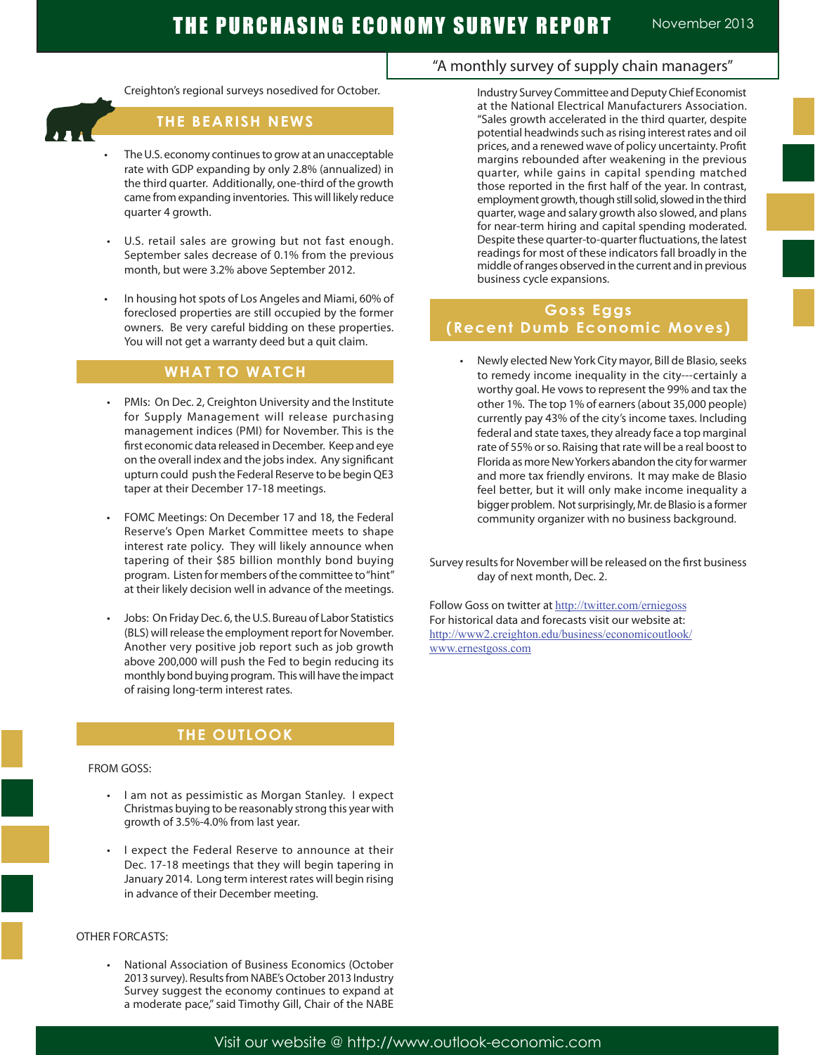# THE PURCHASING ECONOMY SURVEY REPORT

November 2013

"A monthly survey of supply chain managers"

Creighton's regional surveys nosedived for October.

## THE BEARISH NEWS

- The U.S. economy continues to grow at an unacceptable rate with GDP expanding by only 2.8% (annualized) in the third quarter. Additionally, one-third of the growth came from expanding inventories. This will likely reduce quarter 4 growth.
- U.S. retail sales are growing but not fast enough. September sales decrease of 0.1% from the previous month, but were 3.2% above September 2012.
- In housing hot spots of Los Angeles and Miami, 60% of foreclosed properties are still occupied by the former owners. Be very careful bidding on these properties. You will not get a warranty deed but a quit claim.

## WHAT TO WATCH

- PMIs: On Dec. 2, Creighton University and the Institute for Supply Management will release purchasing management indices (PMI) for November. This is the first economic data released in December. Keep and eye on the overall index and the jobs index. Any significant upturn could push the Federal Reserve to be begin QE3 taper at their December 17-18 meetings.
- FOMC Meetings: On December 17 and 18, the Federal Reserve's Open Market Committee meets to shape interest rate policy. They will likely announce when tapering of their $85 billion monthly bond buying program. Listen for members of the committee to "hint" at their likely decision well in advance of the meetings.
- Jobs: On Friday Dec. 6, the U.S. Bureau of Labor Statistics (BLS) will release the employment report for November. Another very positive job report such as job growth above 200,000 will push the Fed to begin reducing its monthly bond buying program. This will have the impact of raising long-term interest rates.

## THE OUTLOOK

FROM GOSS:

- I am not as pessimistic as Morgan Stanley. I expect Christmas buying to be reasonably strong this year with growth of 3.5%-4.0% from last year.
- I expect the Federal Reserve to announce at their Dec. 17-18 meetings that they will begin tapering in January 2014. Long term interest rates will begin rising in advance of their December meeting.

OTHER FORCASTS:

- National Association of Business Economics (October 2013 survey). Results from NABE's October 2013 Industry Survey suggest the economy continues to expand at a moderate pace," said Timothy Gill, Chair of the NABE Industry Survey Committee and Deputy Chief Economist at the National Electrical Manufacturers Association. "Sales growth accelerated in the third quarter, despite potential headwinds such as rising interest rates and oil prices, and a renewed wave of policy uncertainty. Profit margins rebounded after weakening in the previous quarter, while gains in capital spending matched those reported in the first half of the year. In contrast, employment growth, though still solid, slowed in the third quarter, wage and salary growth also slowed, and plans for near-term hiring and capital spending moderated. Despite these quarter-to-quarter fluctuations, the latest readings for most of these indicators fall broadly in the middle of ranges observed in the current and in previous business cycle expansions.

## Goss Eggs (Recent Dumb Economic Moves)

- Newly elected New York City mayor, Bill de Blasio, seeks to remedy income inequality in the city---certainly a worthy goal. He vows to represent the 99% and tax the other 1%. The top 1% of earners (about 35,000 people) currently pay 43% of the city's income taxes. Including federal and state taxes, they already face a top marginal rate of 55% or so. Raising that rate will be a real boost to Florida as more New Yorkers abandon the city for warmer and more tax friendly environs. It may make de Blasio feel better, but it will only make income inequality a bigger problem. Not surprisingly, Mr. de Blasio is a former community organizer with no business background.

Survey results for November will be released on the first business day of next month, Dec. 2.

Follow Goss on twitter at http://twitter.com/erniegoss
For historical data and forecasts visit our website at:
http://www2.creighton.edu/business/economicoutlook/
www.ernestgoss.com

Visit our website @ http://www.outlook-economic.com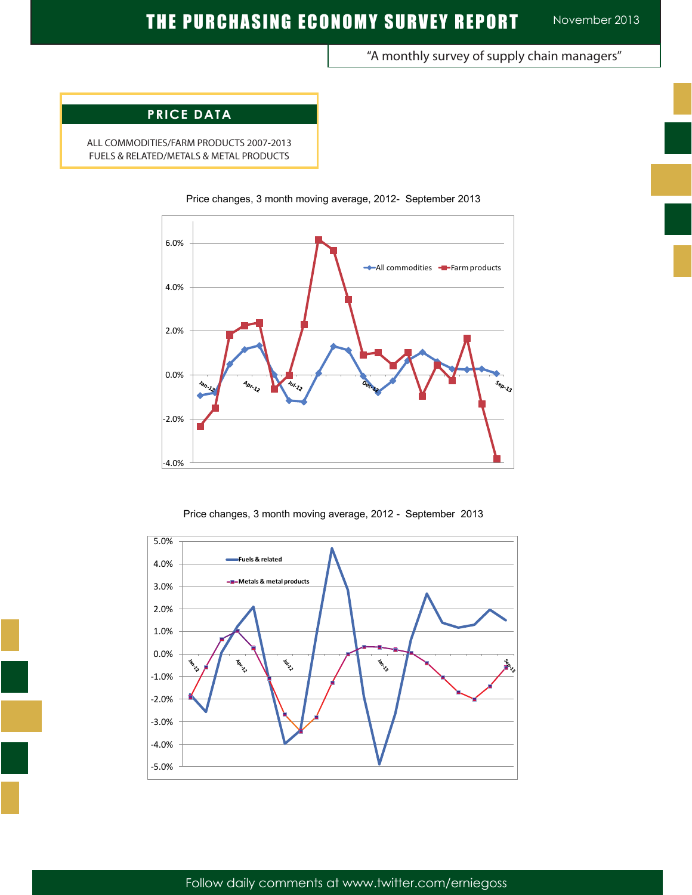# THE PURCHASING ECONOMY SURVEY REPORT

November 2013

"A monthly survey of supply chain managers"

## PRICE DATA

ALL COMMODITIES/FARM PRODUCTS 2007-2013
FUELS & RELATED/METALS & METAL PRODUCTS

Price changes, 3 month moving average, 2012- September 2013

6.0%
4.0%
2.0%
0.0%
-2.0%
-4.0%

All commodities
Farm products

Jan-12
Apr-12
Jul-12
Dec-12
Sep-13

Price changes, 3 month moving average, 2012 - September 2013

5.0%
4.0%
3.0%
2.0%
1.0%
0.0%
-1.0%
-2.0%
-3.0%
-4.0%
-5.0%

Fuels & related
Metals & metal products

Jan-12
Apr-12
Jul-12
Jan-13
Sep-13

Follow daily comments at www.twitter.com/erniegoss